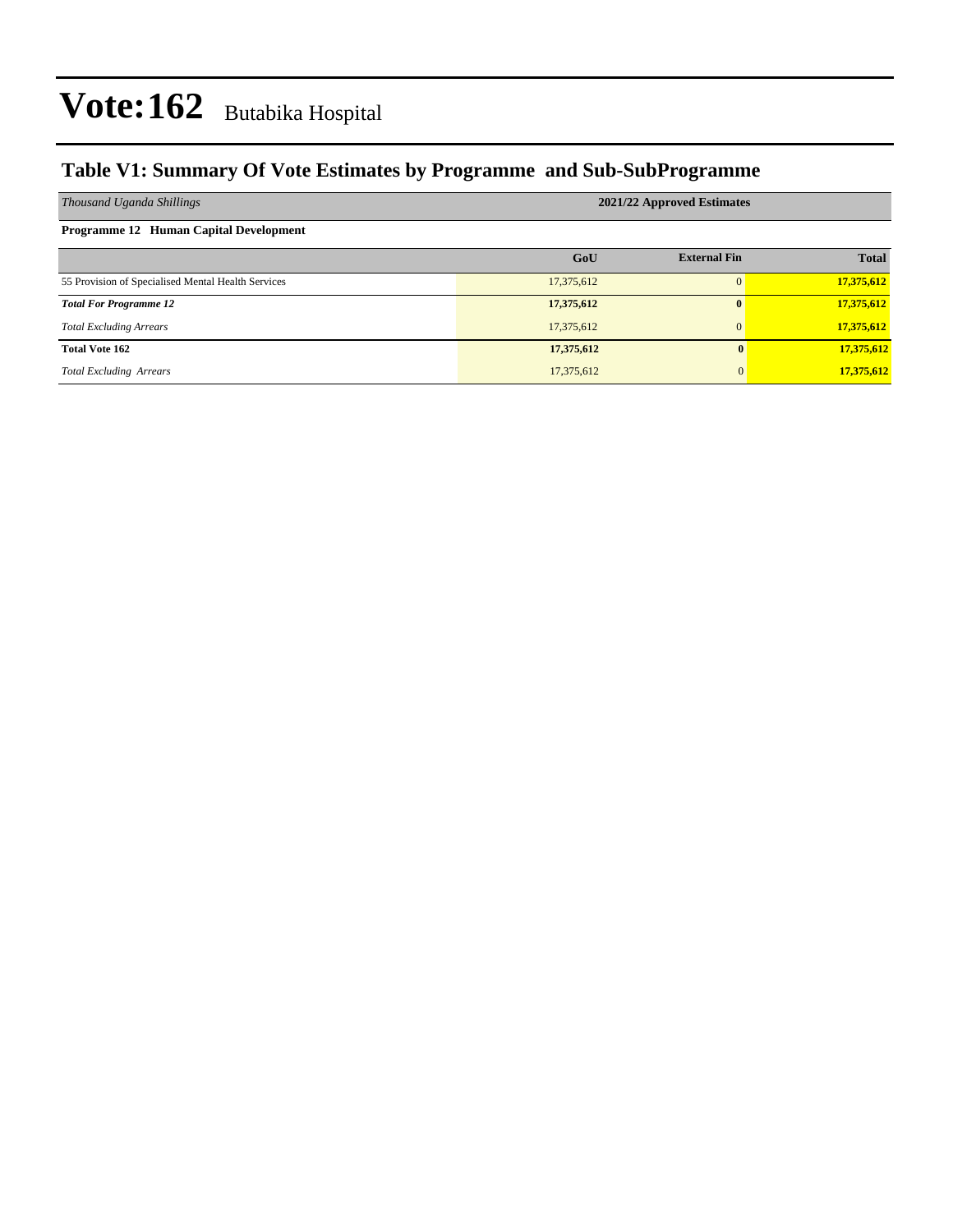# Vote:162 Butabika Hospital

## Table V1: Summary Of Vote Estimates by Programme and Sub-SubProgramme

| *Thousand Uganda Shillings* | 2021/22 Approved Estimates | | |
|---|---|---|---|
| **Programme 12 Human Capital Development** | | | |
| | **GoU** | **External Fin** | **Total** |
| 55 Provision of Specialised Mental Health Services | 17,375,612 | 0 | **17,375,612** |
| ***Total For Programme 12*** | **17,375,612** | **0** | **17,375,612** |
| *Total Excluding Arrears* | 17,375,612 | 0 | **17,375,612** |
| **Total Vote 162** | **17,375,612** | **0** | **17,375,612** |
| *Total Excluding Arrears* | 17,375,612 | 0 | **17,375,612** |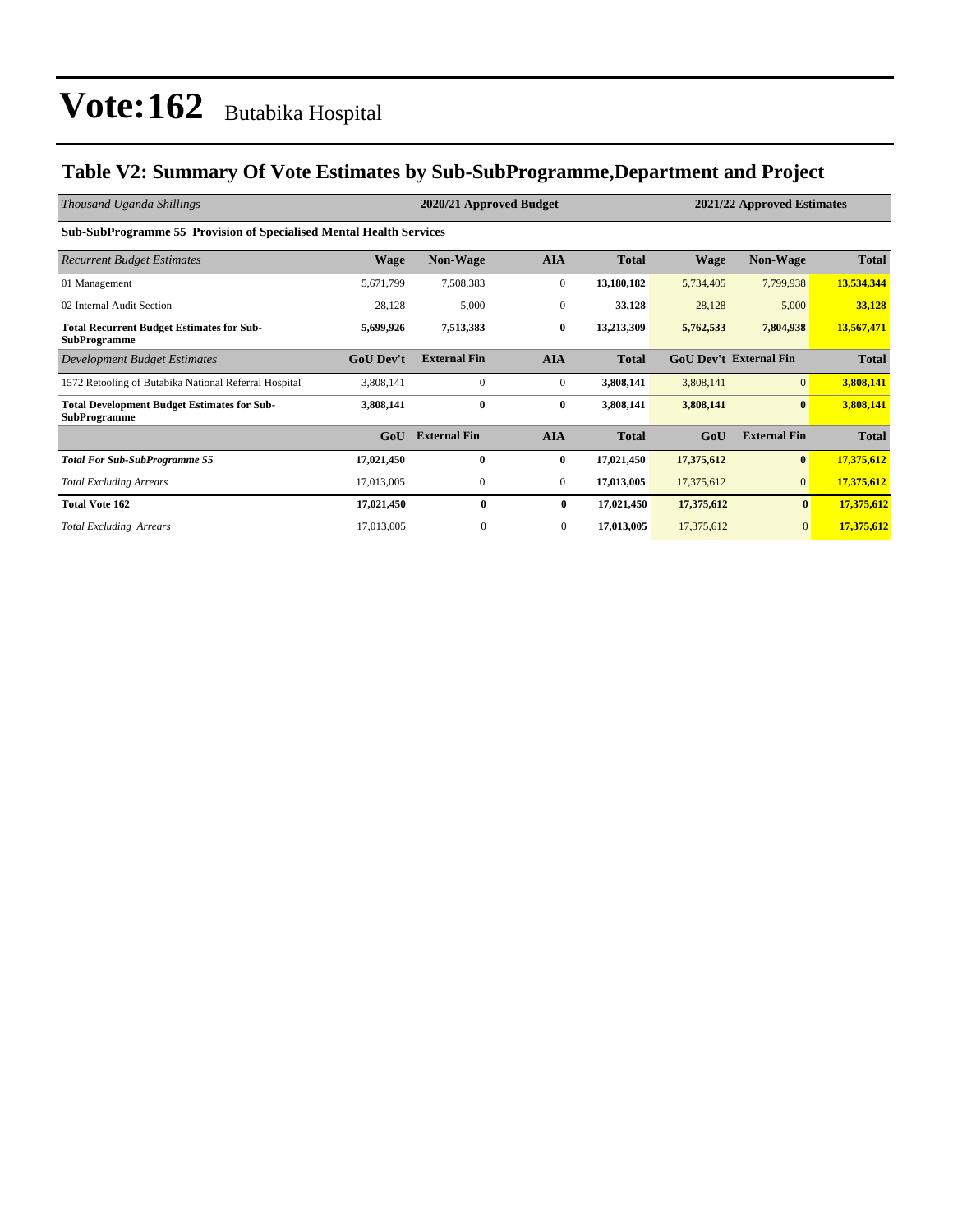# Vote:162 Butabika Hospital

## Table V2: Summary Of Vote Estimates by Sub-SubProgramme,Department and Project

| *Thousand Uganda Shillings* | 2020/21 Approved Budget | | | | 2021/22 Approved Estimates | | |
|---|---|---|---|---|---|---|---|
| **Sub-SubProgramme 55 Provision of Specialised Mental Health Services** | | | | | | | |
| *Recurrent Budget Estimates* | **Wage** | **Non-Wage** | **AIA** | **Total** | **Wage** | **Non-Wage** | **Total** |
| 01 Management | 5,671,799 | 7,508,383 | 0 | **13,180,182** | 5,734,405 | 7,799,938 | **13,534,344** |
| 02 Internal Audit Section | 28,128 | 5,000 | 0 | **33,128** | 28,128 | 5,000 | **33,128** |
| **Total Recurrent Budget Estimates for Sub-SubProgramme** | **5,699,926** | **7,513,383** | **0** | **13,213,309** | **5,762,533** | **7,804,938** | **13,567,471** |
| *Development Budget Estimates* | **GoU Dev't** | **External Fin** | **AIA** | **Total** | **GoU Dev't** | **External Fin** | **Total** |
| 1572 Retooling of Butabika National Referral Hospital | 3,808,141 | 0 | 0 | **3,808,141** | 3,808,141 | 0 | **3,808,141** |
| **Total Development Budget Estimates for Sub-SubProgramme** | **3,808,141** | **0** | **0** | **3,808,141** | **3,808,141** | **0** | **3,808,141** |
| | **GoU** | **External Fin** | **AIA** | **Total** | **GoU** | **External Fin** | **Total** |
| ***Total For Sub-SubProgramme 55*** | **17,021,450** | **0** | **0** | **17,021,450** | **17,375,612** | **0** | **17,375,612** |
| *Total Excluding Arrears* | 17,013,005 | 0 | 0 | **17,013,005** | 17,375,612 | 0 | **17,375,612** |
| **Total Vote 162** | **17,021,450** | **0** | **0** | **17,021,450** | **17,375,612** | **0** | **17,375,612** |
| *Total Excluding Arrears* | 17,013,005 | 0 | 0 | **17,013,005** | 17,375,612 | 0 | **17,375,612** |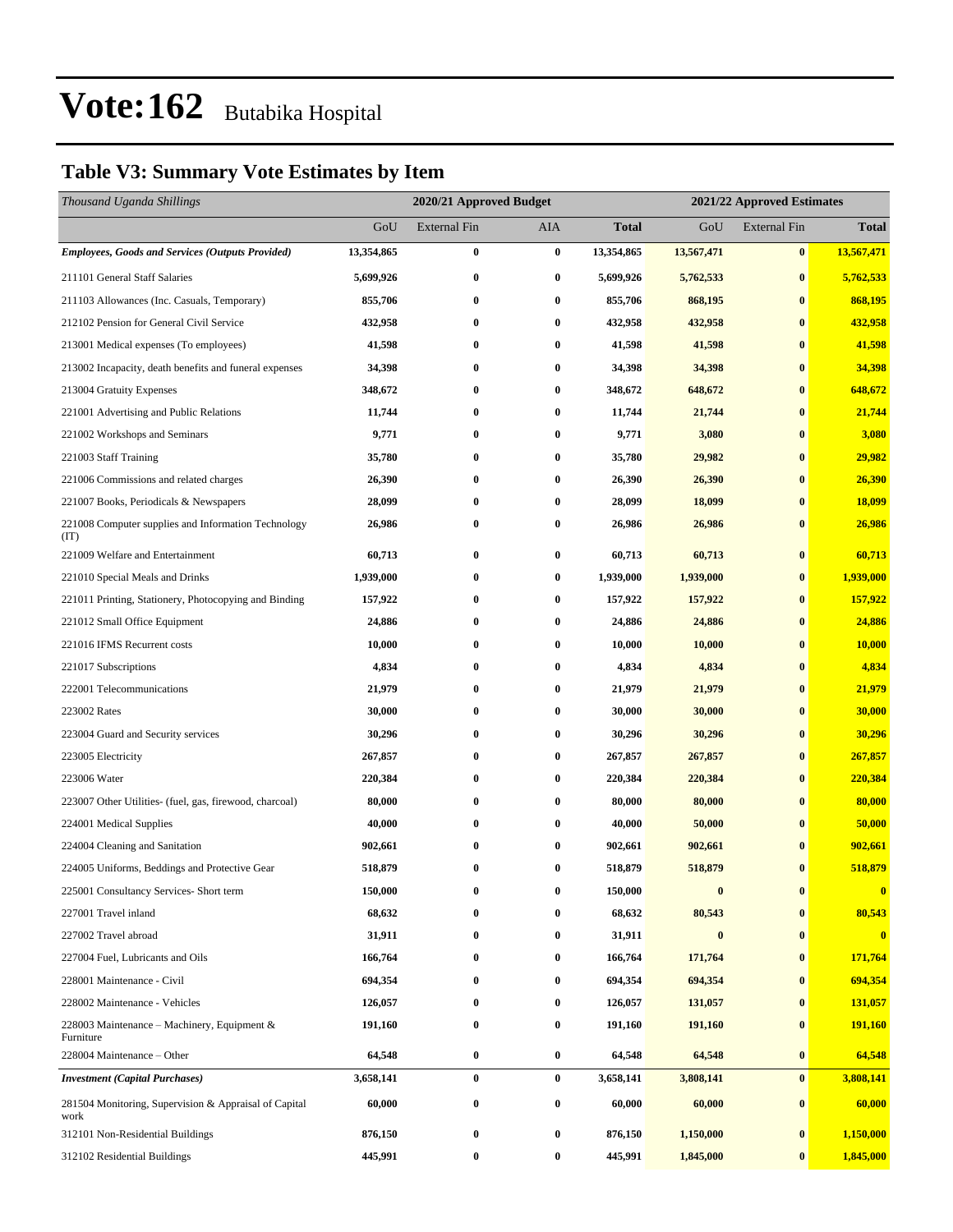# Vote:162 Butabika Hospital

## Table V3: Summary Vote Estimates by Item

| *Thousand Uganda Shillings* | 2020/21 Approved Budget | | | | 2021/22 Approved Estimates | | |
|---|---|---|---|---|---|---|---|
| | GoU | External Fin | AIA | **Total** | GoU | External Fin | **Total** |
| ***Employees, Goods and Services (Outputs Provided)*** | **13,354,865** | **0** | **0** | **13,354,865** | **13,567,471** | **0** | **13,567,471** |
| 211101 General Staff Salaries | **5,699,926** | **0** | **0** | **5,699,926** | **5,762,533** | **0** | **5,762,533** |
| 211103 Allowances (Inc. Casuals, Temporary) | **855,706** | **0** | **0** | **855,706** | **868,195** | **0** | **868,195** |
| 212102 Pension for General Civil Service | **432,958** | **0** | **0** | **432,958** | **432,958** | **0** | **432,958** |
| 213001 Medical expenses (To employees) | **41,598** | **0** | **0** | **41,598** | **41,598** | **0** | **41,598** |
| 213002 Incapacity, death benefits and funeral expenses | **34,398** | **0** | **0** | **34,398** | **34,398** | **0** | **34,398** |
| 213004 Gratuity Expenses | **348,672** | **0** | **0** | **348,672** | **648,672** | **0** | **648,672** |
| 221001 Advertising and Public Relations | **11,744** | **0** | **0** | **11,744** | **21,744** | **0** | **21,744** |
| 221002 Workshops and Seminars | **9,771** | **0** | **0** | **9,771** | **3,080** | **0** | **3,080** |
| 221003 Staff Training | **35,780** | **0** | **0** | **35,780** | **29,982** | **0** | **29,982** |
| 221006 Commissions and related charges | **26,390** | **0** | **0** | **26,390** | **26,390** | **0** | **26,390** |
| 221007 Books, Periodicals & Newspapers | **28,099** | **0** | **0** | **28,099** | **18,099** | **0** | **18,099** |
| 221008 Computer supplies and Information Technology (IT) | **26,986** | **0** | **0** | **26,986** | **26,986** | **0** | **26,986** |
| 221009 Welfare and Entertainment | **60,713** | **0** | **0** | **60,713** | **60,713** | **0** | **60,713** |
| 221010 Special Meals and Drinks | **1,939,000** | **0** | **0** | **1,939,000** | **1,939,000** | **0** | **1,939,000** |
| 221011 Printing, Stationery, Photocopying and Binding | **157,922** | **0** | **0** | **157,922** | **157,922** | **0** | **157,922** |
| 221012 Small Office Equipment | **24,886** | **0** | **0** | **24,886** | **24,886** | **0** | **24,886** |
| 221016 IFMS Recurrent costs | **10,000** | **0** | **0** | **10,000** | **10,000** | **0** | **10,000** |
| 221017 Subscriptions | **4,834** | **0** | **0** | **4,834** | **4,834** | **0** | **4,834** |
| 222001 Telecommunications | **21,979** | **0** | **0** | **21,979** | **21,979** | **0** | **21,979** |
| 223002 Rates | **30,000** | **0** | **0** | **30,000** | **30,000** | **0** | **30,000** |
| 223004 Guard and Security services | **30,296** | **0** | **0** | **30,296** | **30,296** | **0** | **30,296** |
| 223005 Electricity | **267,857** | **0** | **0** | **267,857** | **267,857** | **0** | **267,857** |
| 223006 Water | **220,384** | **0** | **0** | **220,384** | **220,384** | **0** | **220,384** |
| 223007 Other Utilities- (fuel, gas, firewood, charcoal) | **80,000** | **0** | **0** | **80,000** | **80,000** | **0** | **80,000** |
| 224001 Medical Supplies | **40,000** | **0** | **0** | **40,000** | **50,000** | **0** | **50,000** |
| 224004 Cleaning and Sanitation | **902,661** | **0** | **0** | **902,661** | **902,661** | **0** | **902,661** |
| 224005 Uniforms, Beddings and Protective Gear | **518,879** | **0** | **0** | **518,879** | **518,879** | **0** | **518,879** |
| 225001 Consultancy Services- Short term | **150,000** | **0** | **0** | **150,000** | **0** | **0** | **0** |
| 227001 Travel inland | **68,632** | **0** | **0** | **68,632** | **80,543** | **0** | **80,543** |
| 227002 Travel abroad | **31,911** | **0** | **0** | **31,911** | **0** | **0** | **0** |
| 227004 Fuel, Lubricants and Oils | **166,764** | **0** | **0** | **166,764** | **171,764** | **0** | **171,764** |
| 228001 Maintenance - Civil | **694,354** | **0** | **0** | **694,354** | **694,354** | **0** | **694,354** |
| 228002 Maintenance - Vehicles | **126,057** | **0** | **0** | **126,057** | **131,057** | **0** | **131,057** |
| 228003 Maintenance – Machinery, Equipment & Furniture | **191,160** | **0** | **0** | **191,160** | **191,160** | **0** | **191,160** |
| 228004 Maintenance – Other | **64,548** | **0** | **0** | **64,548** | **64,548** | **0** | **64,548** |
| ***Investment (Capital Purchases)*** | **3,658,141** | **0** | **0** | **3,658,141** | **3,808,141** | **0** | **3,808,141** |
| 281504 Monitoring, Supervision & Appraisal of Capital work | **60,000** | **0** | **0** | **60,000** | **60,000** | **0** | **60,000** |
| 312101 Non-Residential Buildings | **876,150** | **0** | **0** | **876,150** | **1,150,000** | **0** | **1,150,000** |
| 312102 Residential Buildings | **445,991** | **0** | **0** | **445,991** | **1,845,000** | **0** | **1,845,000** |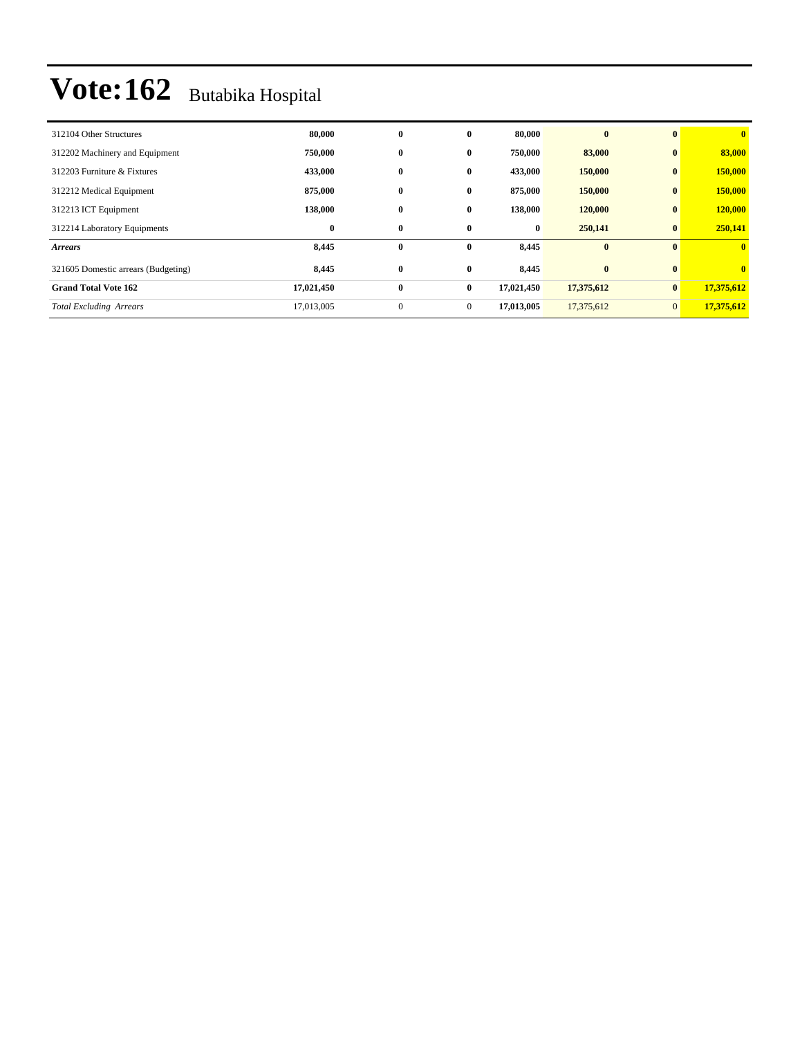# Vote:162 Butabika Hospital

| | | | | | | | |
|---|---|---|---|---|---|---|---|
| 312104 Other Structures | **80,000** | **0** | **0** | **80,000** | **0** | **0** | **0** |
| 312202 Machinery and Equipment | **750,000** | **0** | **0** | **750,000** | **83,000** | **0** | **83,000** |
| 312203 Furniture & Fixtures | **433,000** | **0** | **0** | **433,000** | **150,000** | **0** | **150,000** |
| 312212 Medical Equipment | **875,000** | **0** | **0** | **875,000** | **150,000** | **0** | **150,000** |
| 312213 ICT Equipment | **138,000** | **0** | **0** | **138,000** | **120,000** | **0** | **120,000** |
| 312214 Laboratory Equipments | **0** | **0** | **0** | **0** | **250,141** | **0** | **250,141** |
| ***Arrears*** | **8,445** | **0** | **0** | **8,445** | **0** | **0** | **0** |
| 321605 Domestic arrears (Budgeting) | **8,445** | **0** | **0** | **8,445** | **0** | **0** | **0** |
| **Grand Total Vote 162** | **17,021,450** | **0** | **0** | **17,021,450** | **17,375,612** | **0** | **17,375,612** |
| *Total Excluding Arrears* | 17,013,005 | 0 | 0 | **17,013,005** | 17,375,612 | 0 | **17,375,612** |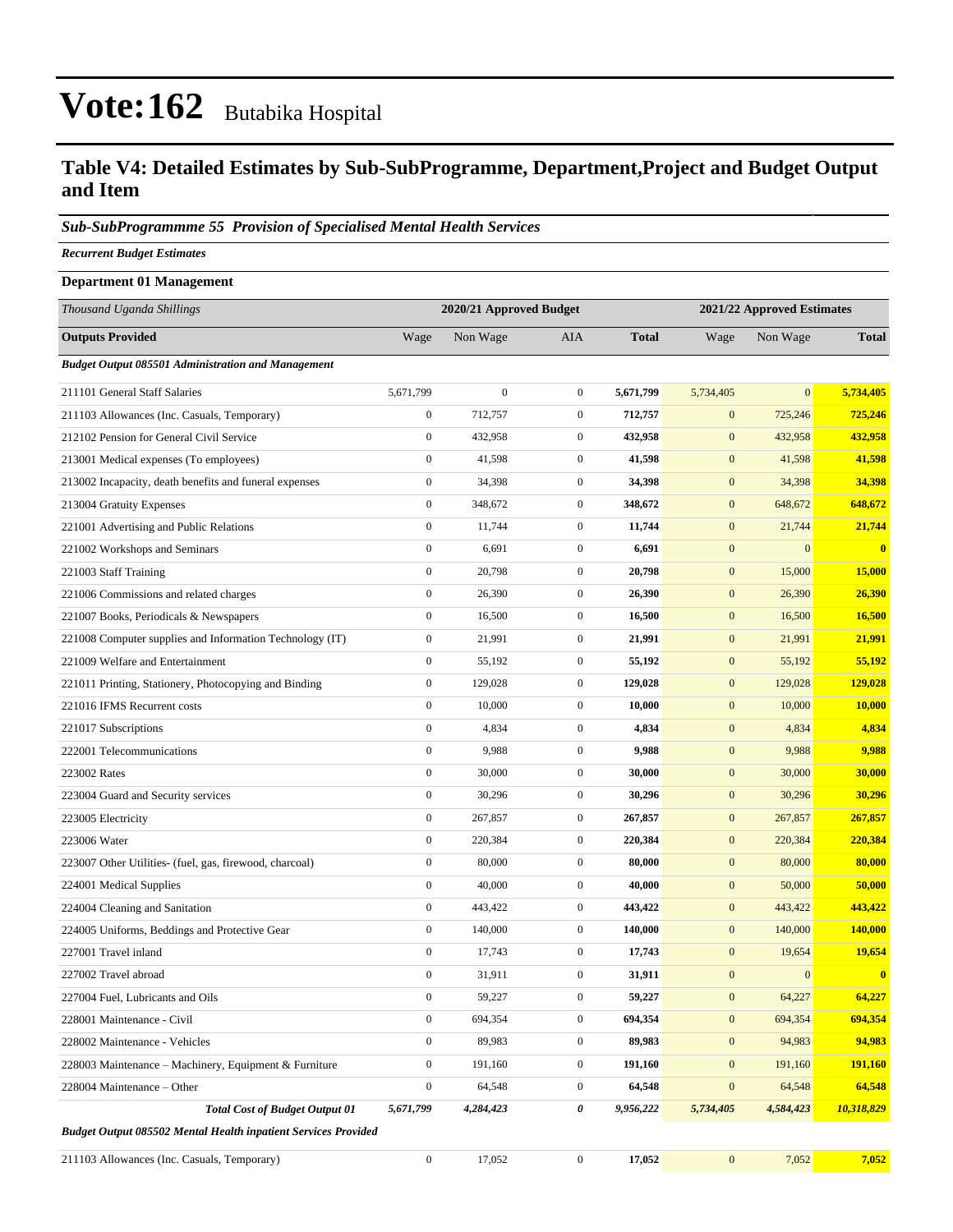# Vote:162 Butabika Hospital

## Table V4: Detailed Estimates by Sub-SubProgramme, Department,Project and Budget Output and Item

### *Sub-SubProgrammme 55 Provision of Specialised Mental Health Services*

*Recurrent Budget Estimates*

**Department 01 Management**

| *Thousand Uganda Shillings* | 2020/21 Approved Budget | | | | 2021/22 Approved Estimates | | |
|---|---|---|---|---|---|---|---|
| **Outputs Provided** | Wage | Non Wage | AIA | **Total** | Wage | Non Wage | **Total** |
| ***Budget Output 085501 Administration and Management*** | | | | | | | |
| 211101 General Staff Salaries | 5,671,799 | 0 | 0 | **5,671,799** | 5,734,405 | 0 | **5,734,405** |
| 211103 Allowances (Inc. Casuals, Temporary) | 0 | 712,757 | 0 | **712,757** | 0 | 725,246 | **725,246** |
| 212102 Pension for General Civil Service | 0 | 432,958 | 0 | **432,958** | 0 | 432,958 | **432,958** |
| 213001 Medical expenses (To employees) | 0 | 41,598 | 0 | **41,598** | 0 | 41,598 | **41,598** |
| 213002 Incapacity, death benefits and funeral expenses | 0 | 34,398 | 0 | **34,398** | 0 | 34,398 | **34,398** |
| 213004 Gratuity Expenses | 0 | 348,672 | 0 | **348,672** | 0 | 648,672 | **648,672** |
| 221001 Advertising and Public Relations | 0 | 11,744 | 0 | **11,744** | 0 | 21,744 | **21,744** |
| 221002 Workshops and Seminars | 0 | 6,691 | 0 | **6,691** | 0 | 0 | **0** |
| 221003 Staff Training | 0 | 20,798 | 0 | **20,798** | 0 | 15,000 | **15,000** |
| 221006 Commissions and related charges | 0 | 26,390 | 0 | **26,390** | 0 | 26,390 | **26,390** |
| 221007 Books, Periodicals & Newspapers | 0 | 16,500 | 0 | **16,500** | 0 | 16,500 | **16,500** |
| 221008 Computer supplies and Information Technology (IT) | 0 | 21,991 | 0 | **21,991** | 0 | 21,991 | **21,991** |
| 221009 Welfare and Entertainment | 0 | 55,192 | 0 | **55,192** | 0 | 55,192 | **55,192** |
| 221011 Printing, Stationery, Photocopying and Binding | 0 | 129,028 | 0 | **129,028** | 0 | 129,028 | **129,028** |
| 221016 IFMS Recurrent costs | 0 | 10,000 | 0 | **10,000** | 0 | 10,000 | **10,000** |
| 221017 Subscriptions | 0 | 4,834 | 0 | **4,834** | 0 | 4,834 | **4,834** |
| 222001 Telecommunications | 0 | 9,988 | 0 | **9,988** | 0 | 9,988 | **9,988** |
| 223002 Rates | 0 | 30,000 | 0 | **30,000** | 0 | 30,000 | **30,000** |
| 223004 Guard and Security services | 0 | 30,296 | 0 | **30,296** | 0 | 30,296 | **30,296** |
| 223005 Electricity | 0 | 267,857 | 0 | **267,857** | 0 | 267,857 | **267,857** |
| 223006 Water | 0 | 220,384 | 0 | **220,384** | 0 | 220,384 | **220,384** |
| 223007 Other Utilities- (fuel, gas, firewood, charcoal) | 0 | 80,000 | 0 | **80,000** | 0 | 80,000 | **80,000** |
| 224001 Medical Supplies | 0 | 40,000 | 0 | **40,000** | 0 | 50,000 | **50,000** |
| 224004 Cleaning and Sanitation | 0 | 443,422 | 0 | **443,422** | 0 | 443,422 | **443,422** |
| 224005 Uniforms, Beddings and Protective Gear | 0 | 140,000 | 0 | **140,000** | 0 | 140,000 | **140,000** |
| 227001 Travel inland | 0 | 17,743 | 0 | **17,743** | 0 | 19,654 | **19,654** |
| 227002 Travel abroad | 0 | 31,911 | 0 | **31,911** | 0 | 0 | **0** |
| 227004 Fuel, Lubricants and Oils | 0 | 59,227 | 0 | **59,227** | 0 | 64,227 | **64,227** |
| 228001 Maintenance - Civil | 0 | 694,354 | 0 | **694,354** | 0 | 694,354 | **694,354** |
| 228002 Maintenance - Vehicles | 0 | 89,983 | 0 | **89,983** | 0 | 94,983 | **94,983** |
| 228003 Maintenance – Machinery, Equipment & Furniture | 0 | 191,160 | 0 | **191,160** | 0 | 191,160 | **191,160** |
| 228004 Maintenance – Other | 0 | 64,548 | 0 | **64,548** | 0 | 64,548 | **64,548** |
| ***Total Cost of Budget Output 01*** | ***5,671,799*** | ***4,284,423*** | ***0*** | ***9,956,222*** | ***5,734,405*** | ***4,584,423*** | ***10,318,829*** |
| ***Budget Output 085502 Mental Health inpatient Services Provided*** | | | | | | | |
| 211103 Allowances (Inc. Casuals, Temporary) | 0 | 17,052 | 0 | **17,052** | 0 | 7,052 | **7,052** |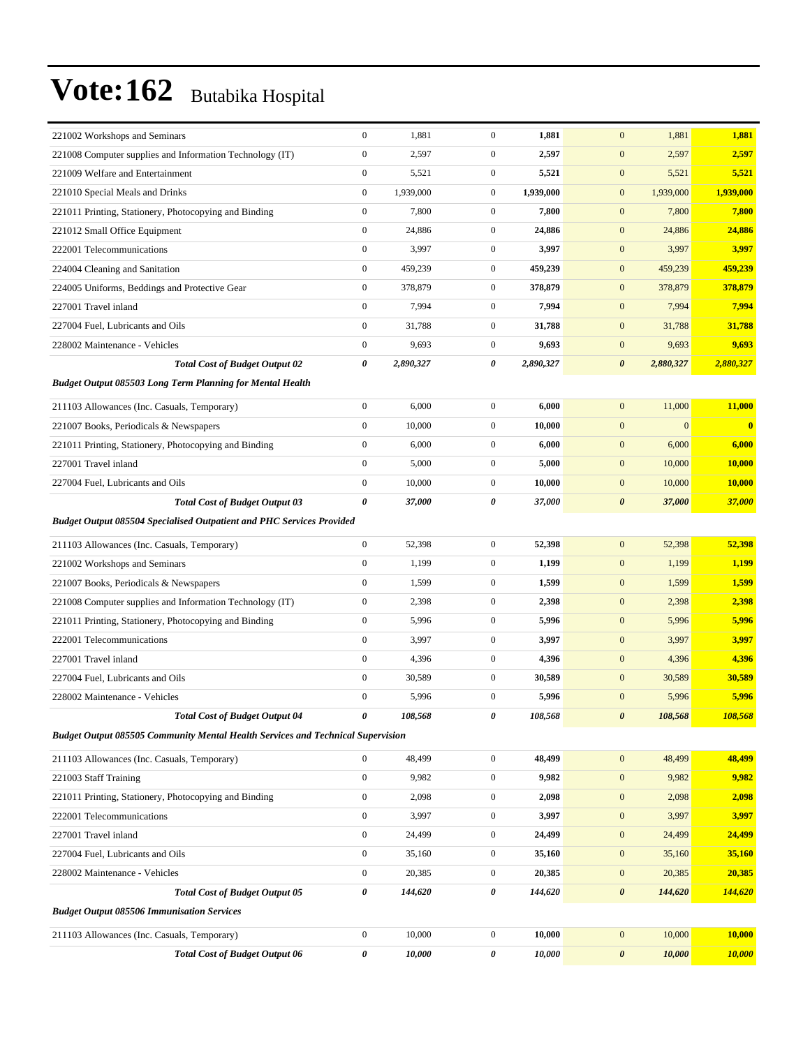# Vote:162 Butabika Hospital

| | | | | | | | |
|---|---|---|---|---|---|---|---|
| 221002 Workshops and Seminars | 0 | 1,881 | 0 | **1,881** | 0 | 1,881 | **1,881** |
| 221008 Computer supplies and Information Technology (IT) | 0 | 2,597 | 0 | **2,597** | 0 | 2,597 | **2,597** |
| 221009 Welfare and Entertainment | 0 | 5,521 | 0 | **5,521** | 0 | 5,521 | **5,521** |
| 221010 Special Meals and Drinks | 0 | 1,939,000 | 0 | **1,939,000** | 0 | 1,939,000 | **1,939,000** |
| 221011 Printing, Stationery, Photocopying and Binding | 0 | 7,800 | 0 | **7,800** | 0 | 7,800 | **7,800** |
| 221012 Small Office Equipment | 0 | 24,886 | 0 | **24,886** | 0 | 24,886 | **24,886** |
| 222001 Telecommunications | 0 | 3,997 | 0 | **3,997** | 0 | 3,997 | **3,997** |
| 224004 Cleaning and Sanitation | 0 | 459,239 | 0 | **459,239** | 0 | 459,239 | **459,239** |
| 224005 Uniforms, Beddings and Protective Gear | 0 | 378,879 | 0 | **378,879** | 0 | 378,879 | **378,879** |
| 227001 Travel inland | 0 | 7,994 | 0 | **7,994** | 0 | 7,994 | **7,994** |
| 227004 Fuel, Lubricants and Oils | 0 | 31,788 | 0 | **31,788** | 0 | 31,788 | **31,788** |
| 228002 Maintenance - Vehicles | 0 | 9,693 | 0 | **9,693** | 0 | 9,693 | **9,693** |
| ***Total Cost of Budget Output 02*** | ***0*** | ***2,890,327*** | ***0*** | ***2,890,327*** | ***0*** | ***2,880,327*** | ***2,880,327*** |
| ***Budget Output 085503 Long Term Planning for Mental Health*** | | | | | | | |
| 211103 Allowances (Inc. Casuals, Temporary) | 0 | 6,000 | 0 | **6,000** | 0 | 11,000 | **11,000** |
| 221007 Books, Periodicals & Newspapers | 0 | 10,000 | 0 | **10,000** | 0 | 0 | **0** |
| 221011 Printing, Stationery, Photocopying and Binding | 0 | 6,000 | 0 | **6,000** | 0 | 6,000 | **6,000** |
| 227001 Travel inland | 0 | 5,000 | 0 | **5,000** | 0 | 10,000 | **10,000** |
| 227004 Fuel, Lubricants and Oils | 0 | 10,000 | 0 | **10,000** | 0 | 10,000 | **10,000** |
| ***Total Cost of Budget Output 03*** | ***0*** | ***37,000*** | ***0*** | ***37,000*** | ***0*** | ***37,000*** | ***37,000*** |
| ***Budget Output 085504 Specialised Outpatient and PHC Services Provided*** | | | | | | | |
| 211103 Allowances (Inc. Casuals, Temporary) | 0 | 52,398 | 0 | **52,398** | 0 | 52,398 | **52,398** |
| 221002 Workshops and Seminars | 0 | 1,199 | 0 | **1,199** | 0 | 1,199 | **1,199** |
| 221007 Books, Periodicals & Newspapers | 0 | 1,599 | 0 | **1,599** | 0 | 1,599 | **1,599** |
| 221008 Computer supplies and Information Technology (IT) | 0 | 2,398 | 0 | **2,398** | 0 | 2,398 | **2,398** |
| 221011 Printing, Stationery, Photocopying and Binding | 0 | 5,996 | 0 | **5,996** | 0 | 5,996 | **5,996** |
| 222001 Telecommunications | 0 | 3,997 | 0 | **3,997** | 0 | 3,997 | **3,997** |
| 227001 Travel inland | 0 | 4,396 | 0 | **4,396** | 0 | 4,396 | **4,396** |
| 227004 Fuel, Lubricants and Oils | 0 | 30,589 | 0 | **30,589** | 0 | 30,589 | **30,589** |
| 228002 Maintenance - Vehicles | 0 | 5,996 | 0 | **5,996** | 0 | 5,996 | **5,996** |
| ***Total Cost of Budget Output 04*** | ***0*** | ***108,568*** | ***0*** | ***108,568*** | ***0*** | ***108,568*** | ***108,568*** |
| ***Budget Output 085505 Community Mental Health Services and Technical Supervision*** | | | | | | | |
| 211103 Allowances (Inc. Casuals, Temporary) | 0 | 48,499 | 0 | **48,499** | 0 | 48,499 | **48,499** |
| 221003 Staff Training | 0 | 9,982 | 0 | **9,982** | 0 | 9,982 | **9,982** |
| 221011 Printing, Stationery, Photocopying and Binding | 0 | 2,098 | 0 | **2,098** | 0 | 2,098 | **2,098** |
| 222001 Telecommunications | 0 | 3,997 | 0 | **3,997** | 0 | 3,997 | **3,997** |
| 227001 Travel inland | 0 | 24,499 | 0 | **24,499** | 0 | 24,499 | **24,499** |
| 227004 Fuel, Lubricants and Oils | 0 | 35,160 | 0 | **35,160** | 0 | 35,160 | **35,160** |
| 228002 Maintenance - Vehicles | 0 | 20,385 | 0 | **20,385** | 0 | 20,385 | **20,385** |
| ***Total Cost of Budget Output 05*** | ***0*** | ***144,620*** | ***0*** | ***144,620*** | ***0*** | ***144,620*** | ***144,620*** |
| ***Budget Output 085506 Immunisation Services*** | | | | | | | |
| 211103 Allowances (Inc. Casuals, Temporary) | 0 | 10,000 | 0 | **10,000** | 0 | 10,000 | **10,000** |
| ***Total Cost of Budget Output 06*** | ***0*** | ***10,000*** | ***0*** | ***10,000*** | ***0*** | ***10,000*** | ***10,000*** |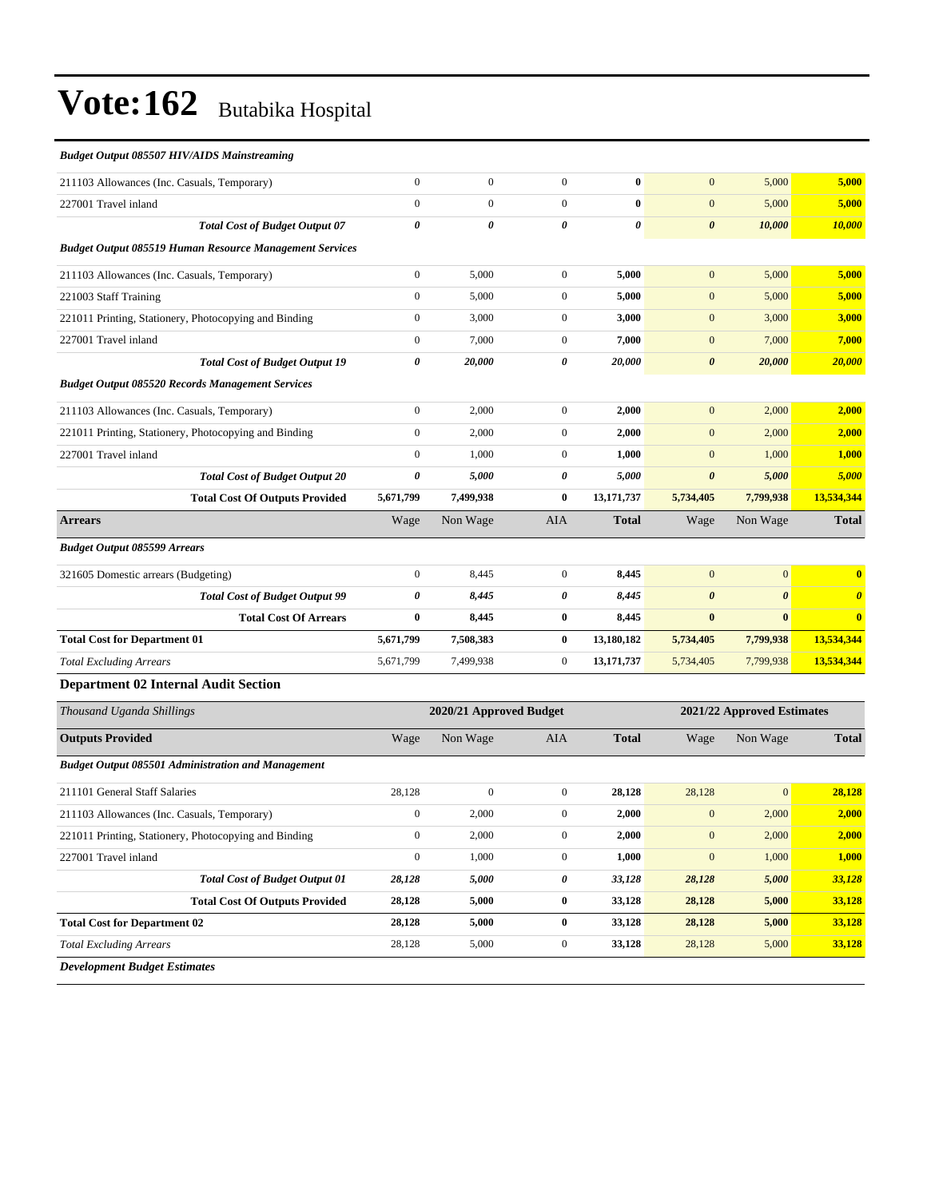# Vote:162 Butabika Hospital

| *Budget Output 085507 HIV/AIDS Mainstreaming* | | | | | | | |
|---|---|---|---|---|---|---|---|
| 211103 Allowances (Inc. Casuals, Temporary) | 0 | 0 | 0 | **0** | 0 | 5,000 | **5,000** |
| 227001 Travel inland | 0 | 0 | 0 | **0** | 0 | 5,000 | **5,000** |
| ***Total Cost of Budget Output 07*** | ***0*** | ***0*** | ***0*** | ***0*** | ***0*** | ***10,000*** | ***10,000*** |
| ***Budget Output 085519 Human Resource Management Services*** | | | | | | | |
| 211103 Allowances (Inc. Casuals, Temporary) | 0 | 5,000 | 0 | **5,000** | 0 | 5,000 | **5,000** |
| 221003 Staff Training | 0 | 5,000 | 0 | **5,000** | 0 | 5,000 | **5,000** |
| 221011 Printing, Stationery, Photocopying and Binding | 0 | 3,000 | 0 | **3,000** | 0 | 3,000 | **3,000** |
| 227001 Travel inland | 0 | 7,000 | 0 | **7,000** | 0 | 7,000 | **7,000** |
| ***Total Cost of Budget Output 19*** | ***0*** | ***20,000*** | ***0*** | ***20,000*** | ***0*** | ***20,000*** | ***20,000*** |
| ***Budget Output 085520 Records Management Services*** | | | | | | | |
| 211103 Allowances (Inc. Casuals, Temporary) | 0 | 2,000 | 0 | **2,000** | 0 | 2,000 | **2,000** |
| 221011 Printing, Stationery, Photocopying and Binding | 0 | 2,000 | 0 | **2,000** | 0 | 2,000 | **2,000** |
| 227001 Travel inland | 0 | 1,000 | 0 | **1,000** | 0 | 1,000 | **1,000** |
| ***Total Cost of Budget Output 20*** | ***0*** | ***5,000*** | ***0*** | ***5,000*** | ***0*** | ***5,000*** | ***5,000*** |
| **Total Cost Of Outputs Provided** | **5,671,799** | **7,499,938** | **0** | **13,171,737** | **5,734,405** | **7,799,938** | **13,534,344** |
| **Arrears** | Wage | Non Wage | AIA | **Total** | Wage | Non Wage | **Total** |
| ***Budget Output 085599 Arrears*** | | | | | | | |
| 321605 Domestic arrears (Budgeting) | 0 | 8,445 | 0 | **8,445** | 0 | 0 | **0** |
| ***Total Cost of Budget Output 99*** | ***0*** | ***8,445*** | ***0*** | ***8,445*** | ***0*** | ***0*** | ***0*** |
| **Total Cost Of Arrears** | **0** | **8,445** | **0** | **8,445** | **0** | **0** | **0** |
| **Total Cost for Department 01** | **5,671,799** | **7,508,383** | **0** | **13,180,182** | **5,734,405** | **7,799,938** | **13,534,344** |
| *Total Excluding Arrears* | 5,671,799 | 7,499,938 | 0 | **13,171,737** | 5,734,405 | 7,799,938 | **13,534,344** |

### Department 02 Internal Audit Section

| *Thousand Uganda Shillings* | 2020/21 Approved Budget | | | | 2021/22 Approved Estimates | | |
|---|---|---|---|---|---|---|---|
| **Outputs Provided** | Wage | Non Wage | AIA | **Total** | Wage | Non Wage | **Total** |
| ***Budget Output 085501 Administration and Management*** | | | | | | | |
| 211101 General Staff Salaries | 28,128 | 0 | 0 | **28,128** | 28,128 | 0 | **28,128** |
| 211103 Allowances (Inc. Casuals, Temporary) | 0 | 2,000 | 0 | **2,000** | 0 | 2,000 | **2,000** |
| 221011 Printing, Stationery, Photocopying and Binding | 0 | 2,000 | 0 | **2,000** | 0 | 2,000 | **2,000** |
| 227001 Travel inland | 0 | 1,000 | 0 | **1,000** | 0 | 1,000 | **1,000** |
| ***Total Cost of Budget Output 01*** | ***28,128*** | ***5,000*** | ***0*** | ***33,128*** | ***28,128*** | ***5,000*** | ***33,128*** |
| **Total Cost Of Outputs Provided** | **28,128** | **5,000** | **0** | **33,128** | **28,128** | **5,000** | **33,128** |
| **Total Cost for Department 02** | **28,128** | **5,000** | **0** | **33,128** | **28,128** | **5,000** | **33,128** |
| *Total Excluding Arrears* | 28,128 | 5,000 | 0 | **33,128** | 28,128 | 5,000 | **33,128** |

***Development Budget Estimates***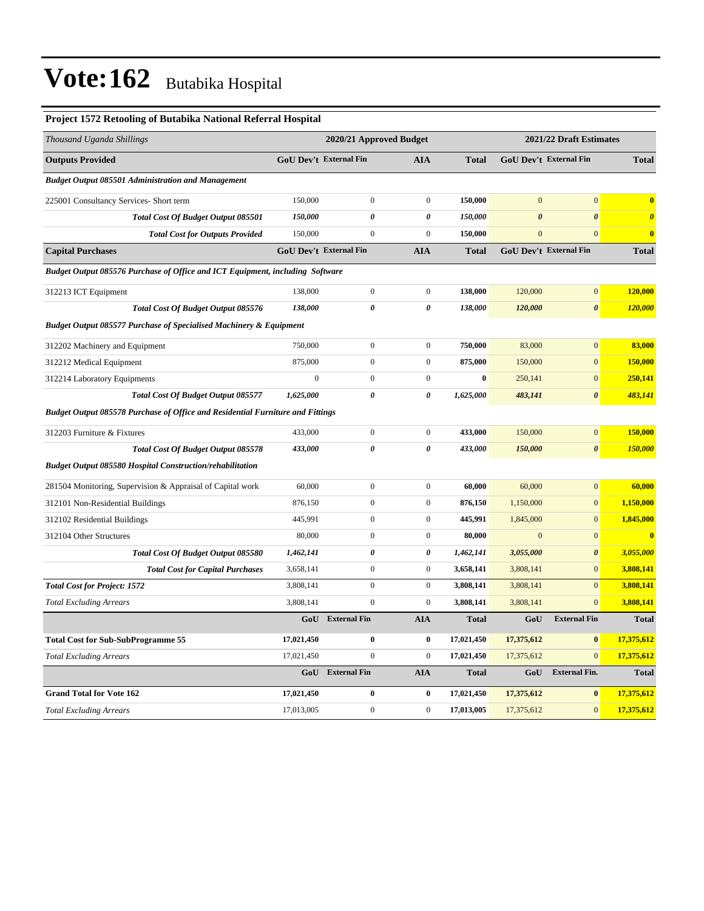# Vote:162 Butabika Hospital

**Project 1572 Retooling of Butabika National Referral Hospital**

| *Thousand Uganda Shillings* | 2020/21 Approved Budget | | | | 2021/22 Draft Estimates | | |
|---|---|---|---|---|---|---|---|
| **Outputs Provided** | **GoU Dev't** | **External Fin** | **AIA** | **Total** | **GoU Dev't** | **External Fin** | **Total** |
| ***Budget Output 085501 Administration and Management*** | | | | | | | |
| 225001 Consultancy Services- Short term | 150,000 | 0 | 0 | **150,000** | 0 | 0 | **0** |
| ***Total Cost Of Budget Output 085501*** | ***150,000*** | ***0*** | ***0*** | ***150,000*** | ***0*** | ***0*** | ***0*** |
| ***Total Cost for Outputs Provided*** | 150,000 | 0 | 0 | **150,000** | 0 | 0 | **0** |
| **Capital Purchases** | **GoU Dev't** | **External Fin** | **AIA** | **Total** | **GoU Dev't** | **External Fin** | **Total** |
| ***Budget Output 085576 Purchase of Office and ICT Equipment, including Software*** | | | | | | | |
| 312213 ICT Equipment | 138,000 | 0 | 0 | **138,000** | 120,000 | 0 | **120,000** |
| ***Total Cost Of Budget Output 085576*** | ***138,000*** | ***0*** | ***0*** | ***138,000*** | ***120,000*** | ***0*** | ***120,000*** |
| ***Budget Output 085577 Purchase of Specialised Machinery & Equipment*** | | | | | | | |
| 312202 Machinery and Equipment | 750,000 | 0 | 0 | **750,000** | 83,000 | 0 | **83,000** |
| 312212 Medical Equipment | 875,000 | 0 | 0 | **875,000** | 150,000 | 0 | **150,000** |
| 312214 Laboratory Equipments | 0 | 0 | 0 | **0** | 250,141 | 0 | **250,141** |
| ***Total Cost Of Budget Output 085577*** | ***1,625,000*** | ***0*** | ***0*** | ***1,625,000*** | ***483,141*** | ***0*** | ***483,141*** |
| ***Budget Output 085578 Purchase of Office and Residential Furniture and Fittings*** | | | | | | | |
| 312203 Furniture & Fixtures | 433,000 | 0 | 0 | **433,000** | 150,000 | 0 | **150,000** |
| ***Total Cost Of Budget Output 085578*** | ***433,000*** | ***0*** | ***0*** | ***433,000*** | ***150,000*** | ***0*** | ***150,000*** |
| ***Budget Output 085580 Hospital Construction/rehabilitation*** | | | | | | | |
| 281504 Monitoring, Supervision & Appraisal of Capital work | 60,000 | 0 | 0 | **60,000** | 60,000 | 0 | **60,000** |
| 312101 Non-Residential Buildings | 876,150 | 0 | 0 | **876,150** | 1,150,000 | 0 | **1,150,000** |
| 312102 Residential Buildings | 445,991 | 0 | 0 | **445,991** | 1,845,000 | 0 | **1,845,000** |
| 312104 Other Structures | 80,000 | 0 | 0 | **80,000** | 0 | 0 | **0** |
| ***Total Cost Of Budget Output 085580*** | ***1,462,141*** | ***0*** | ***0*** | ***1,462,141*** | ***3,055,000*** | ***0*** | ***3,055,000*** |
| ***Total Cost for Capital Purchases*** | 3,658,141 | 0 | 0 | **3,658,141** | 3,808,141 | 0 | **3,808,141** |
| ***Total Cost for Project: 1572*** | 3,808,141 | 0 | 0 | **3,808,141** | 3,808,141 | 0 | **3,808,141** |
| *Total Excluding Arrears* | 3,808,141 | 0 | 0 | **3,808,141** | 3,808,141 | 0 | **3,808,141** |
| | **GoU** | **External Fin** | **AIA** | **Total** | **GoU** | **External Fin** | **Total** |
| **Total Cost for Sub-SubProgramme 55** | **17,021,450** | **0** | **0** | **17,021,450** | **17,375,612** | **0** | **17,375,612** |
| *Total Excluding Arrears* | 17,021,450 | 0 | 0 | **17,021,450** | 17,375,612 | 0 | **17,375,612** |
| | **GoU** | **External Fin** | **AIA** | **Total** | **GoU** | **External Fin.** | **Total** |
| **Grand Total for Vote 162** | **17,021,450** | **0** | **0** | **17,021,450** | **17,375,612** | **0** | **17,375,612** |
| *Total Excluding Arrears* | 17,013,005 | 0 | 0 | **17,013,005** | 17,375,612 | 0 | **17,375,612** |